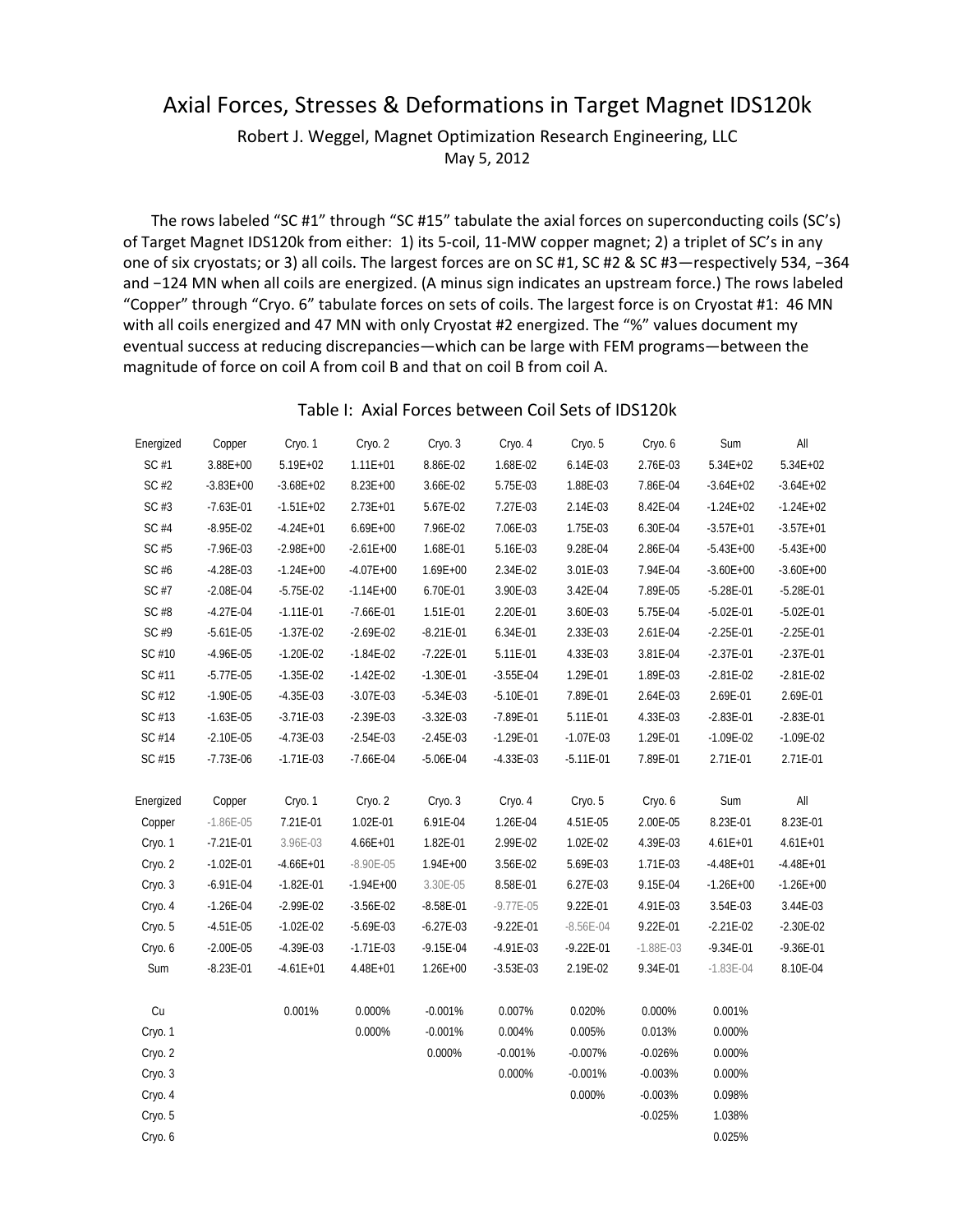# Axial Forces, Stresses & Deformations in Target Magnet IDS120k

Robert J. Weggel, Magnet Optimization Research Engineering, LLC

May 5, 2012

The rows labeled "SC #1" through "SC #15" tabulate the axial forces on superconducting coils (SC's) of Target Magnet IDS120k from either: 1) its 5-coil, 11-MW copper magnet; 2) a triplet of SC's in any one of six cryostats; or 3) all coils. The largest forces are on SC #1, SC #2 & SC #3—respectively 534, −364 and −124 MN when all coils are energized. (A minus sign indicates an upstream force.) The rows labeled "Copper" through "Cryo. 6" tabulate forces on sets of coils. The largest force is on Cryostat #1: 46 MN with all coils energized and 47 MN with only Cryostat #2 energized. The "%" values document my eventual success at reducing discrepancies—which can be large with FEM programs—between the magnitude of force on coil A from coil B and that on coil B from coil A.

Table I: Axial Forces between Coil Sets of IDS120k

| Energized | Copper | Cryo. 1 | Cryo. 2 | Cryo. 3 | Cryo. 4 | Cryo. 5 | Cryo. 6 | Sum | All |
|---|---|---|---|---|---|---|---|---|---|
| SC #1 | 3.88E+00 | 5.19E+02 | 1.11E+01 | 8.86E-02 | 1.68E-02 | 6.14E-03 | 2.76E-03 | 5.34E+02 | 5.34E+02 |
| SC #2 | -3.83E+00 | -3.68E+02 | 8.23E+00 | 3.66E-02 | 5.75E-03 | 1.88E-03 | 7.86E-04 | -3.64E+02 | -3.64E+02 |
| SC #3 | -7.63E-01 | -1.51E+02 | 2.73E+01 | 5.67E-02 | 7.27E-03 | 2.14E-03 | 8.42E-04 | -1.24E+02 | -1.24E+02 |
| SC #4 | -8.95E-02 | -4.24E+01 | 6.69E+00 | 7.96E-02 | 7.06E-03 | 1.75E-03 | 6.30E-04 | -3.57E+01 | -3.57E+01 |
| SC #5 | -7.96E-03 | -2.98E+00 | -2.61E+00 | 1.68E-01 | 5.16E-03 | 9.28E-04 | 2.86E-04 | -5.43E+00 | -5.43E+00 |
| SC #6 | -4.28E-03 | -1.24E+00 | -4.07E+00 | 1.69E+00 | 2.34E-02 | 3.01E-03 | 7.94E-04 | -3.60E+00 | -3.60E+00 |
| SC #7 | -2.08E-04 | -5.75E-02 | -1.14E+00 | 6.70E-01 | 3.90E-03 | 3.42E-04 | 7.89E-05 | -5.28E-01 | -5.28E-01 |
| SC #8 | -4.27E-04 | -1.11E-01 | -7.66E-01 | 1.51E-01 | 2.20E-01 | 3.60E-03 | 5.75E-04 | -5.02E-01 | -5.02E-01 |
| SC #9 | -5.61E-05 | -1.37E-02 | -2.69E-02 | -8.21E-01 | 6.34E-01 | 2.33E-03 | 2.61E-04 | -2.25E-01 | -2.25E-01 |
| SC #10 | -4.96E-05 | -1.20E-02 | -1.84E-02 | -7.22E-01 | 5.11E-01 | 4.33E-03 | 3.81E-04 | -2.37E-01 | -2.37E-01 |
| SC #11 | -5.77E-05 | -1.35E-02 | -1.42E-02 | -1.30E-01 | -3.55E-04 | 1.29E-01 | 1.89E-03 | -2.81E-02 | -2.81E-02 |
| SC #12 | -1.90E-05 | -4.35E-03 | -3.07E-03 | -5.34E-03 | -5.10E-01 | 7.89E-01 | 2.64E-03 | 2.69E-01 | 2.69E-01 |
| SC #13 | -1.63E-05 | -3.71E-03 | -2.39E-03 | -3.32E-03 | -7.89E-01 | 5.11E-01 | 4.33E-03 | -2.83E-01 | -2.83E-01 |
| SC #14 | -2.10E-05 | -4.73E-03 | -2.54E-03 | -2.45E-03 | -1.29E-01 | -1.07E-03 | 1.29E-01 | -1.09E-02 | -1.09E-02 |
| SC #15 | -7.73E-06 | -1.71E-03 | -7.66E-04 | -5.06E-04 | -4.33E-03 | -5.11E-01 | 7.89E-01 | 2.71E-01 | 2.71E-01 |
| | | | | | | | | | |
| Energized | Copper | Cryo. 1 | Cryo. 2 | Cryo. 3 | Cryo. 4 | Cryo. 5 | Cryo. 6 | Sum | All |
| Copper | -1.86E-05 | 7.21E-01 | 1.02E-01 | 6.91E-04 | 1.26E-04 | 4.51E-05 | 2.00E-05 | 8.23E-01 | 8.23E-01 |
| Cryo. 1 | -7.21E-01 | 3.96E-03 | 4.66E+01 | 1.82E-01 | 2.99E-02 | 1.02E-02 | 4.39E-03 | 4.61E+01 | 4.61E+01 |
| Cryo. 2 | -1.02E-01 | -4.66E+01 | -8.90E-05 | 1.94E+00 | 3.56E-02 | 5.69E-03 | 1.71E-03 | -4.48E+01 | -4.48E+01 |
| Cryo. 3 | -6.91E-04 | -1.82E-01 | -1.94E+00 | 3.30E-05 | 8.58E-01 | 6.27E-03 | 9.15E-04 | -1.26E+00 | -1.26E+00 |
| Cryo. 4 | -1.26E-04 | -2.99E-02 | -3.56E-02 | -8.58E-01 | -9.77E-05 | 9.22E-01 | 4.91E-03 | 3.54E-03 | 3.44E-03 |
| Cryo. 5 | -4.51E-05 | -1.02E-02 | -5.69E-03 | -6.27E-03 | -9.22E-01 | -8.56E-04 | 9.22E-01 | -2.21E-02 | -2.30E-02 |
| Cryo. 6 | -2.00E-05 | -4.39E-03 | -1.71E-03 | -9.15E-04 | -4.91E-03 | -9.22E-01 | -1.88E-03 | -9.34E-01 | -9.36E-01 |
| Sum | -8.23E-01 | -4.61E+01 | 4.48E+01 | 1.26E+00 | -3.53E-03 | 2.19E-02 | 9.34E-01 | -1.83E-04 | 8.10E-04 |
| | | | | | | | | | |
| Cu | | 0.001% | 0.000% | -0.001% | 0.007% | 0.020% | 0.000% | 0.001% | |
| Cryo. 1 | | | 0.000% | -0.001% | 0.004% | 0.005% | 0.013% | 0.000% | |
| Cryo. 2 | | | | 0.000% | -0.001% | -0.007% | -0.026% | 0.000% | |
| Cryo. 3 | | | | | 0.000% | -0.001% | -0.003% | 0.000% | |
| Cryo. 4 | | | | | | 0.000% | -0.003% | 0.098% | |
| Cryo. 5 | | | | | | | -0.025% | 1.038% | |
| Cryo. 6 | | | | | | | | 0.025% | |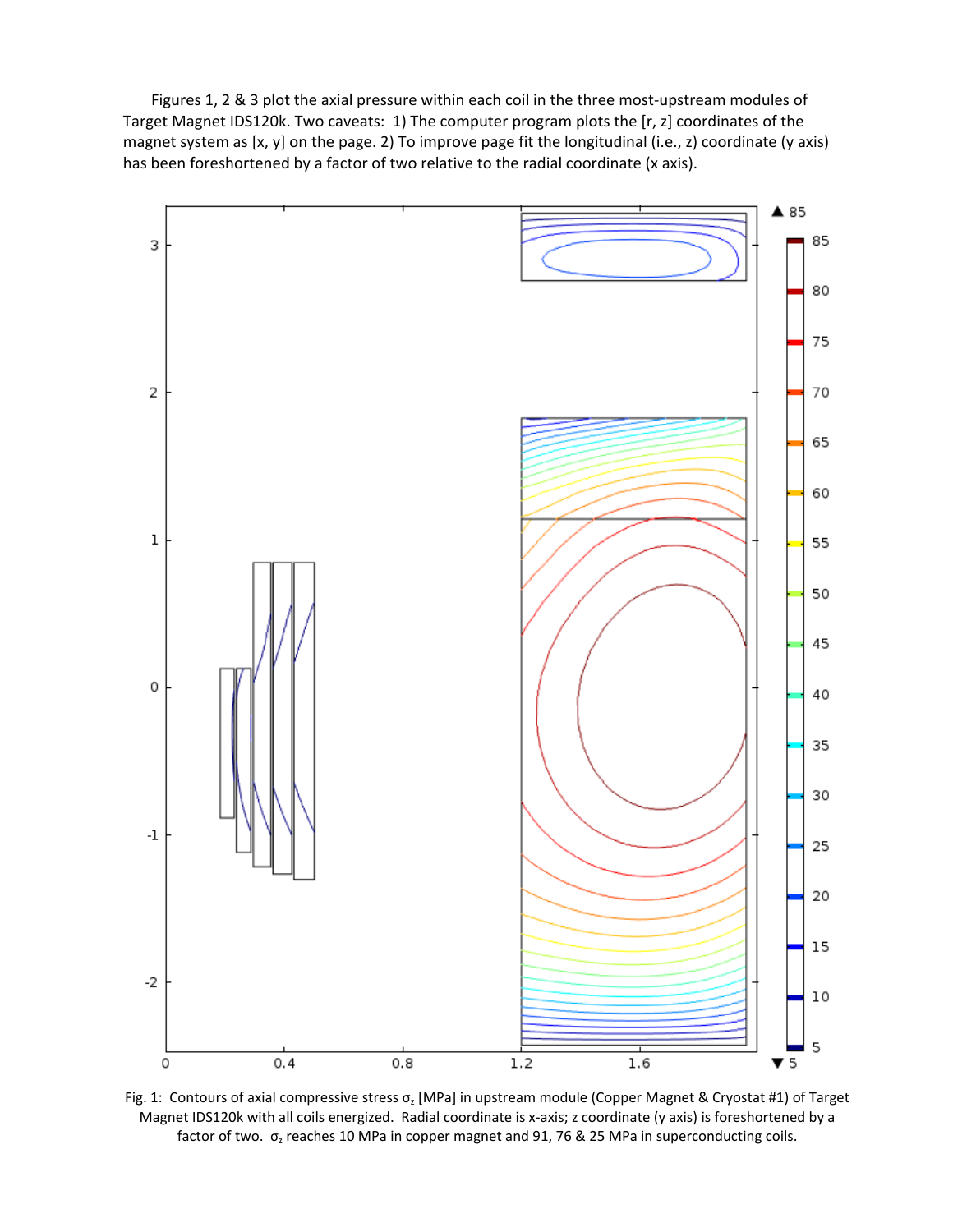Figures 1, 2 & 3 plot the axial pressure within each coil in the three most-upstream modules of Target Magnet IDS120k. Two caveats: 1) The computer program plots the [r, z] coordinates of the magnet system as [x, y] on the page. 2) To improve page fit the longitudinal (i.e., z) coordinate (y axis) has been foreshortened by a factor of two relative to the radial coordinate (x axis).

Fig. 1: Contours of axial compressive stress $\sigma_z$ [MPa] in upstream module (Copper Magnet & Cryostat #1) of Target Magnet IDS120k with all coils energized. Radial coordinate is x-axis; z coordinate (y axis) is foreshortened by a factor of two. $\sigma_z$ reaches 10 MPa in copper magnet and 91, 76 & 25 MPa in superconducting coils.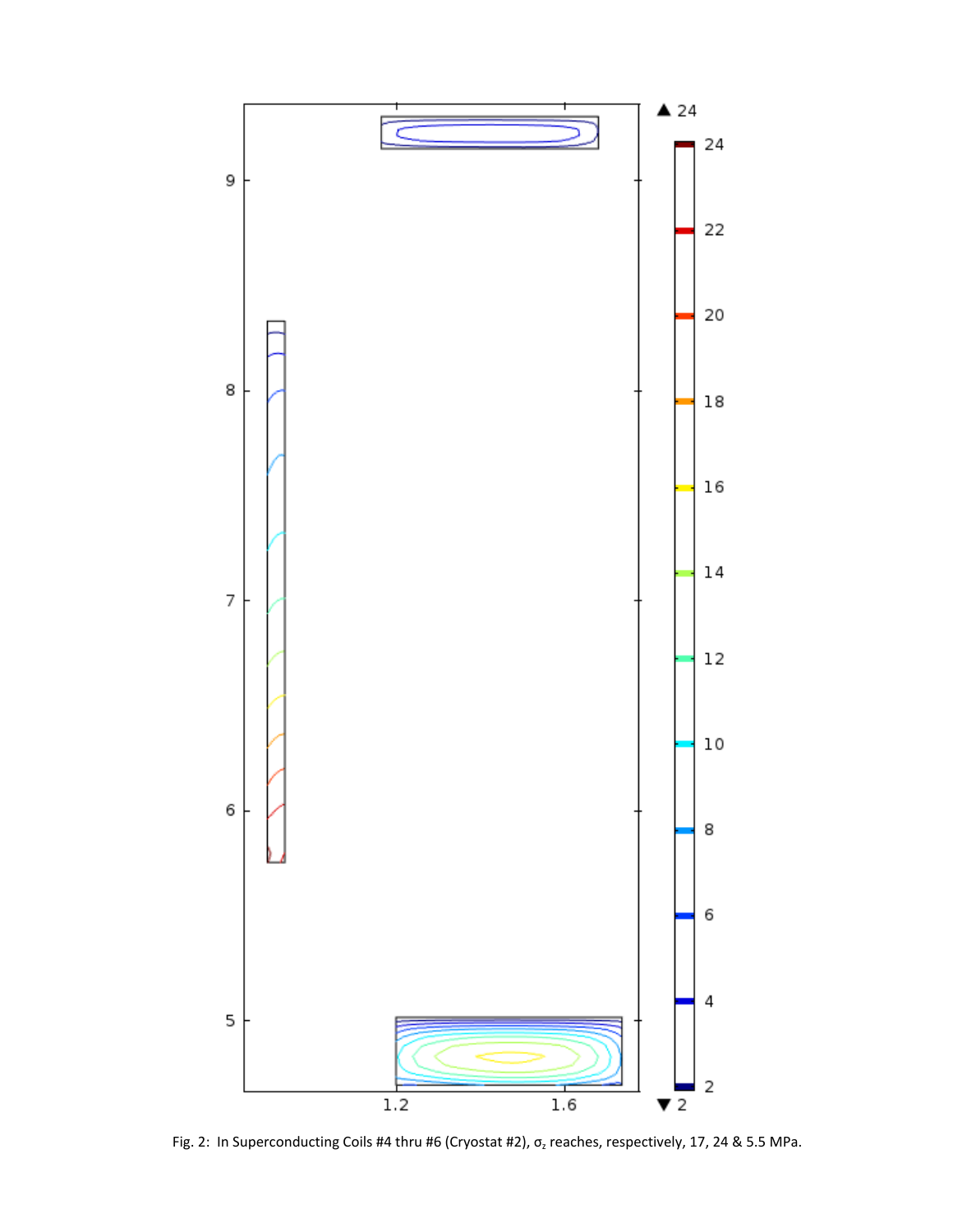Fig. 2: In Superconducting Coils #4 thru #6 (Cryostat #2), $\sigma_z$ reaches, respectively, 17, 24 & 5.5 MPa.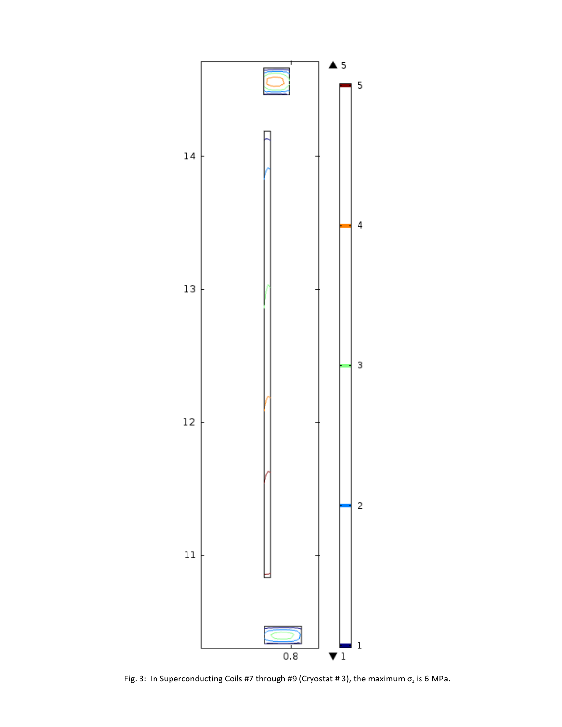Fig. 3: In Superconducting Coils #7 through #9 (Cryostat # 3), the maximum $\sigma_z$ is 6 MPa.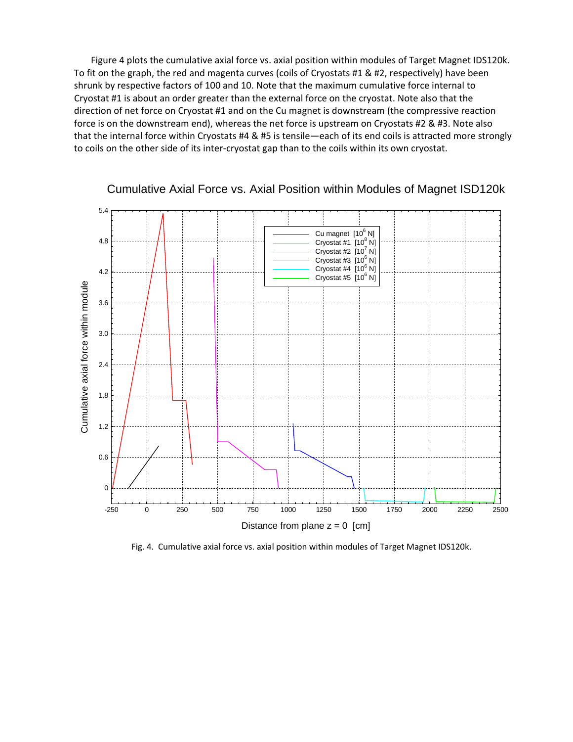Figure 4 plots the cumulative axial force vs. axial position within modules of Target Magnet IDS120k. To fit on the graph, the red and magenta curves (coils of Cryostats #1 & #2, respectively) have been shrunk by respective factors of 100 and 10. Note that the maximum cumulative force internal to Cryostat #1 is about an order greater than the external force on the cryostat. Note also that the direction of net force on Cryostat #1 and on the Cu magnet is downstream (the compressive reaction force is on the downstream end), whereas the net force is upstream on Cryostats #2 & #3. Note also that the internal force within Cryostats #4 & #5 is tensile—each of its end coils is attracted more strongly to coils on the other side of its inter-cryostat gap than to the coils within its own cryostat.

Fig. 4. Cumulative axial force vs. axial position within modules of Target Magnet IDS120k.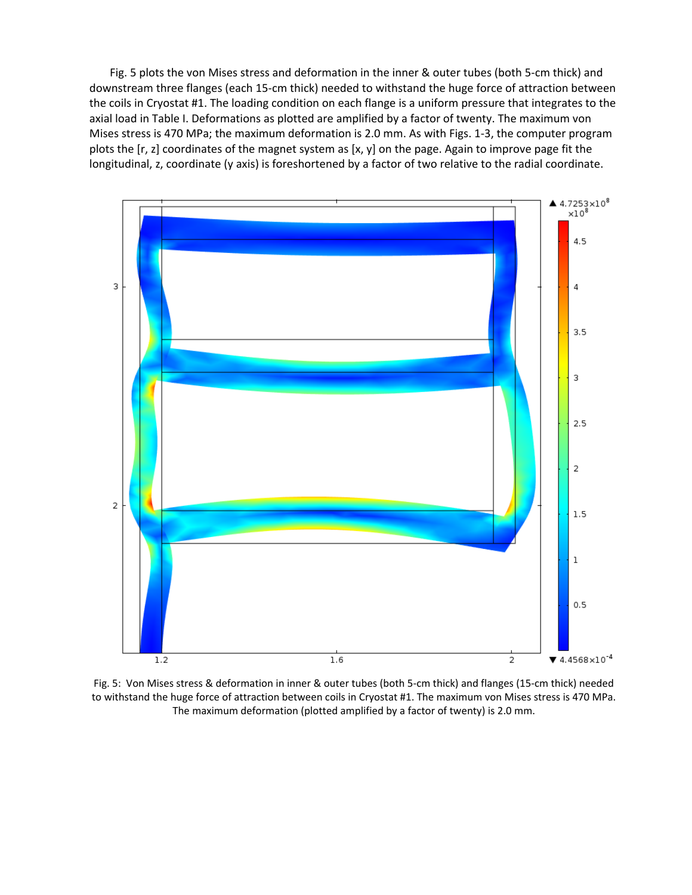Fig. 5 plots the von Mises stress and deformation in the inner & outer tubes (both 5-cm thick) and downstream three flanges (each 15-cm thick) needed to withstand the huge force of attraction between the coils in Cryostat #1. The loading condition on each flange is a uniform pressure that integrates to the axial load in Table I. Deformations as plotted are amplified by a factor of twenty. The maximum von Mises stress is 470 MPa; the maximum deformation is 2.0 mm. As with Figs. 1-3, the computer program plots the [r, z] coordinates of the magnet system as [x, y] on the page. Again to improve page fit the longitudinal, z, coordinate (y axis) is foreshortened by a factor of two relative to the radial coordinate.

▲ $4.7253\times10^{8}$

$\times10^{8}$

4.5

4

3.5

3

2.5

2

1.5

1

0.5

▼ $4.4568\times10^{-4}$

3

2

1.2

1.6

2

Fig. 5: Von Mises stress & deformation in inner & outer tubes (both 5-cm thick) and flanges (15-cm thick) needed to withstand the huge force of attraction between coils in Cryostat #1. The maximum von Mises stress is 470 MPa. The maximum deformation (plotted amplified by a factor of twenty) is 2.0 mm.